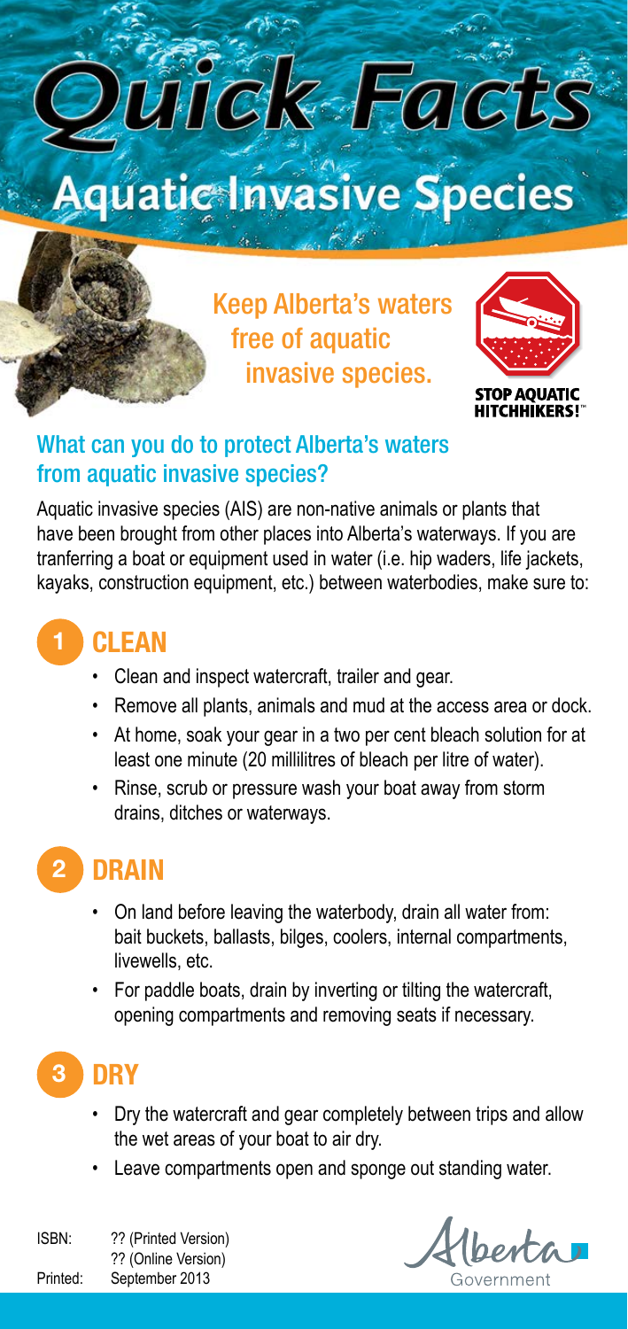# Quick Facts

## Aquatic Invasive Species

Keep Alberta's waters free of aquatic invasive species.

STOP AQUATIC HITCHHIKERS!™

### What can you do to protect Alberta's waters from aquatic invasive species?

Aquatic invasive species (AIS) are non-native animals or plants that have been brought from other places into Alberta's waterways. If you are tranferring a boat or equipment used in water (i.e. hip waders, life jackets, kayaks, construction equipment, etc.) between waterbodies, make sure to:

### 1 CLEAN

- Clean and inspect watercraft, trailer and gear.
- Remove all plants, animals and mud at the access area or dock.
- At home, soak your gear in a two per cent bleach solution for at least one minute (20 millilitres of bleach per litre of water).
- Rinse, scrub or pressure wash your boat away from storm drains, ditches or waterways.

### 2 DRAIN

- On land before leaving the waterbody, drain all water from: bait buckets, ballasts, bilges, coolers, internal compartments, livewells, etc.
- For paddle boats, drain by inverting or tilting the watercraft, opening compartments and removing seats if necessary.

### 3 DRY

- Dry the watercraft and gear completely between trips and allow the wet areas of your boat to air dry.
- Leave compartments open and sponge out standing water.

ISBN: ?? (Printed Version)
?? (Online Version)
Printed: September 2013

Alberta Government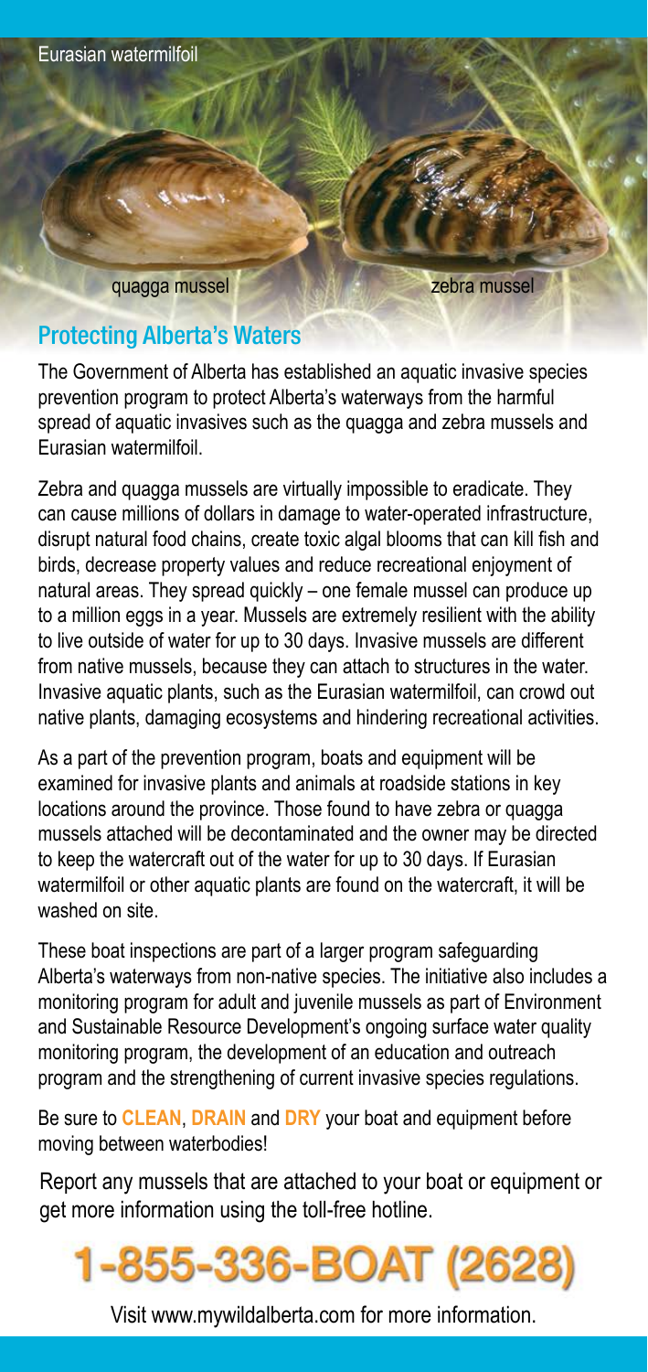Eurasian watermilfoil

quagga mussel

zebra mussel

## Protecting Alberta's Waters

The Government of Alberta has established an aquatic invasive species prevention program to protect Alberta's waterways from the harmful spread of aquatic invasives such as the quagga and zebra mussels and Eurasian watermilfoil.

Zebra and quagga mussels are virtually impossible to eradicate. They can cause millions of dollars in damage to water-operated infrastructure, disrupt natural food chains, create toxic algal blooms that can kill fish and birds, decrease property values and reduce recreational enjoyment of natural areas. They spread quickly – one female mussel can produce up to a million eggs in a year. Mussels are extremely resilient with the ability to live outside of water for up to 30 days. Invasive mussels are different from native mussels, because they can attach to structures in the water. Invasive aquatic plants, such as the Eurasian watermilfoil, can crowd out native plants, damaging ecosystems and hindering recreational activities.

As a part of the prevention program, boats and equipment will be examined for invasive plants and animals at roadside stations in key locations around the province. Those found to have zebra or quagga mussels attached will be decontaminated and the owner may be directed to keep the watercraft out of the water for up to 30 days. If Eurasian watermilfoil or other aquatic plants are found on the watercraft, it will be washed on site.

These boat inspections are part of a larger program safeguarding Alberta's waterways from non-native species. The initiative also includes a monitoring program for adult and juvenile mussels as part of Environment and Sustainable Resource Development's ongoing surface water quality monitoring program, the development of an education and outreach program and the strengthening of current invasive species regulations.

Be sure to **CLEAN**, **DRAIN** and **DRY** your boat and equipment before moving between waterbodies!

Report any mussels that are attached to your boat or equipment or get more information using the toll-free hotline.

# 1-855-336-BOAT (2628)

Visit www.mywildalberta.com for more information.